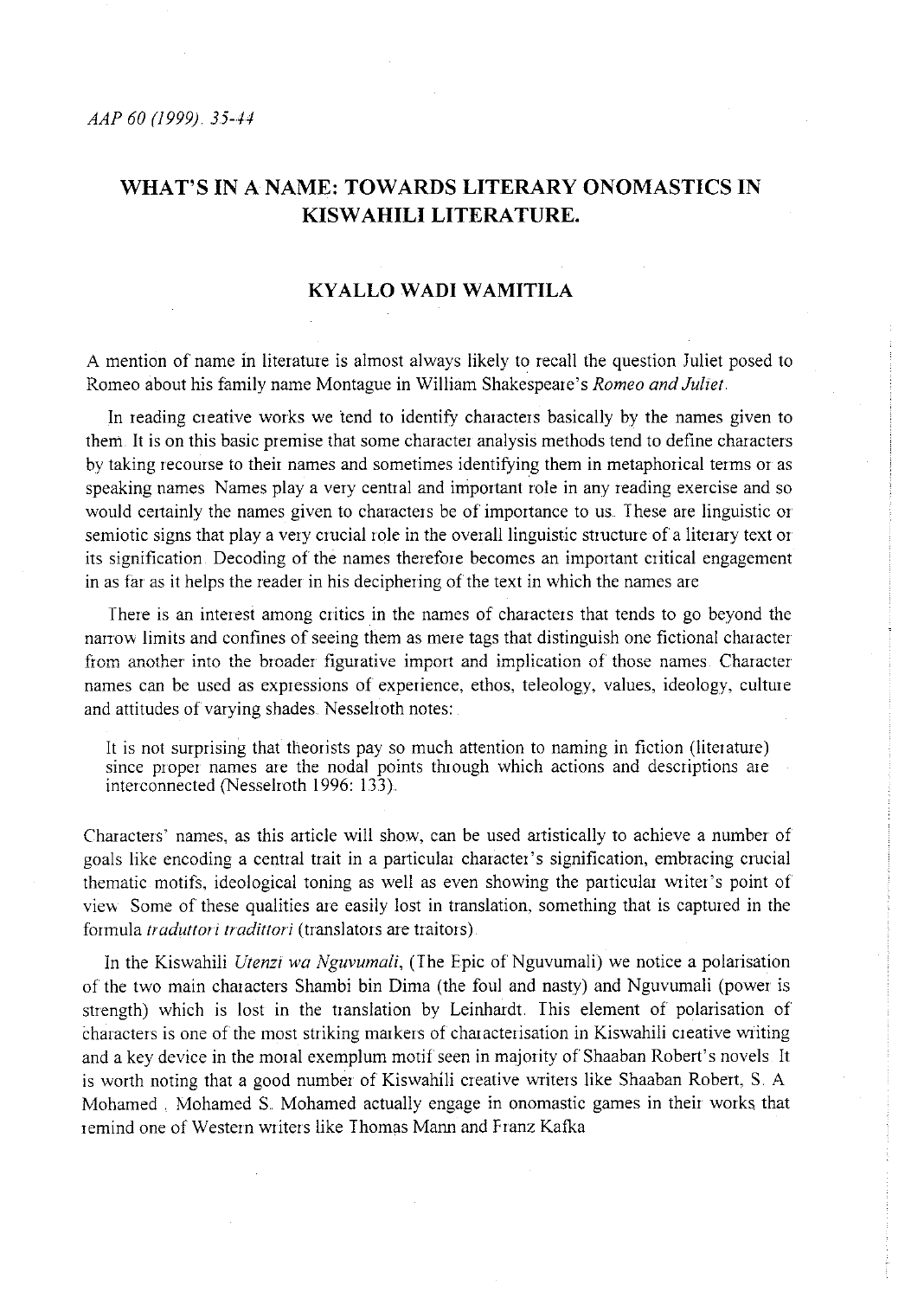# WHAT'S IN A NAME: TOWARDS LITERARY ONOMASTICS IN KISWAHILI LITERATURE.

## KYALLO WADI WAMITILA

A mention of name in literature is almost always likely to recall the question Juliet posed to Romeo about his family name Montague in William Shakespeare's *Romeo and Juliet*.

In reading creative works we tend to identify characters basically by the names given to them. It is on this basic premise that some character analysis methods tend to define characters by taking recourse to their names and sometimes identifying them in metaphorical terms or as speaking names. Names play a very central and important role in any reading exercise and so would certainly the names given to characters be of importance to us. These are linguistic or semiotic signs that play a very crucial role in the overall linguistic structure of a literary text or its signification. Decoding of the names therefore becomes an important critical engagement in as far as it helps the reader in his deciphering of the text in which the names are

There is an interest among critics in the names of characters that tends to go beyond the narrow limits and confines of seeing them as mere tags that distinguish one fictional character from another into the broader figurative import and implication of those names. Character names can be used as expressions of experience, ethos, teleology, values, ideology, culture and attitudes of varying shades. Nesselroth notes:

> It is not surprising that theorists pay so much attention to naming in fiction (literature) since proper names are the nodal points through which actions and descriptions are interconnected (Nesselroth 1996: 133).

Characters' names, as this article will show, can be used artistically to achieve a number of goals like encoding a central trait in a particular character's signification, embracing crucial thematic motifs, ideological toning as well as even showing the particular writer's point of view. Some of these qualities are easily lost in translation, something that is captured in the formula *traduttori tradittori* (translators are traitors).

In the Kiswahili *Utenzi wa Nguvumali*, (The Epic of Nguvumali) we notice a polarisation of the two main characters Shambi bin Dima (the foul and nasty) and Nguvumali (power is strength) which is lost in the translation by Leinhardt. This element of polarisation of characters is one of the most striking markers of characterisation in Kiswahili creative writing and a key device in the moral exemplum motif seen in majority of Shaaban Robert's novels. It is worth noting that a good number of Kiswahili creative writers like Shaaban Robert, S. A. Mohamed , Mohamed S. Mohamed actually engage in onomastic games in their works that remind one of Western writers like Thomas Mann and Franz Kafka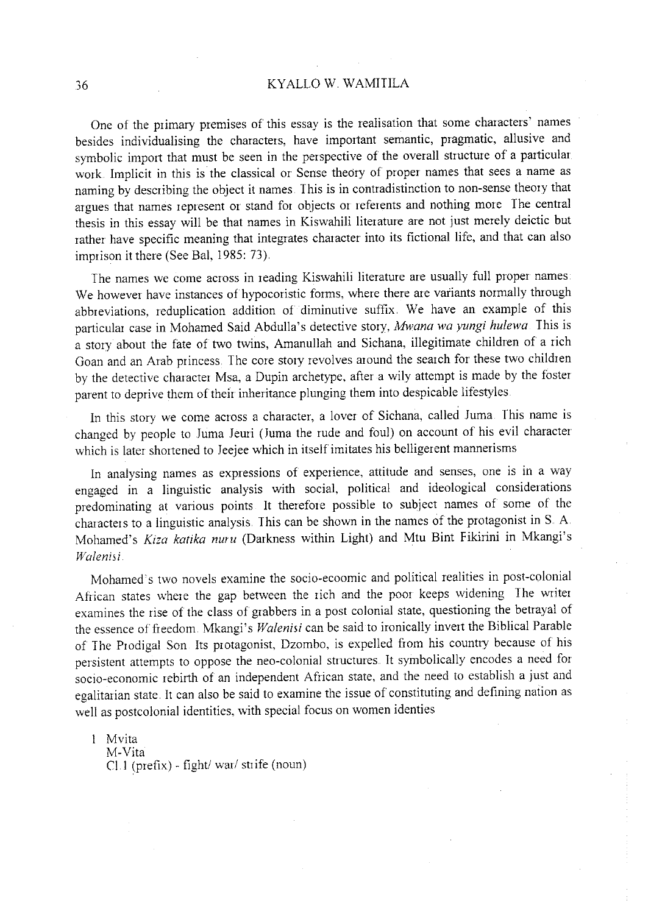One of the primary premises of this essay is the realisation that some characters' names besides individualising the characters, have important semantic, pragmatic, allusive and symbolic import that must be seen in the perspective of the overall structure of a particular work. Implicit in this is the classical or Sense theory of proper names that sees a name as naming by describing the object it names. This is in contradistinction to non-sense theory that argues that names represent or stand for objects or referents and nothing more. The central thesis in this essay will be that names in Kiswahili literature are not just merely deictic but rather have specific meaning that integrates character into its fictional life, and that can also imprison it there (See Bal, 1985: 73).

The names we come across in reading Kiswahili literature are usually full proper names. We however have instances of hypocoristic forms, where there are variants normally through abbreviations, reduplication addition of diminutive suffix. We have an example of this particular case in Mohamed Said Abdulla's detective story, *Mwana wa yungi hulewa*. This is a story about the fate of two twins, Amanullah and Sichana, illegitimate children of a rich Goan and an Arab princess. The core story revolves around the search for these two children by the detective character Msa, a Dupin archetype, after a wily attempt is made by the foster parent to deprive them of their inheritance plunging them into despicable lifestyles.

In this story we come across a character, a lover of Sichana, called Juma. This name is changed by people to Juma Jeuri (Juma the rude and foul) on account of his evil character which is later shortened to Jeejee which in itself imitates his belligerent mannerisms

In analysing names as expressions of experience, attitude and senses, one is in a way engaged in a linguistic analysis with social, political and ideological considerations predominating at various points. It therefore possible to subject names of some of the characters to a linguistic analysis. This can be shown in the names of the protagonist in S. A. Mohamed's *Kiza katika nuru* (Darkness within Light) and Mtu Bint Fikirini in Mkangi's *Walenisi*.

Mohamed's two novels examine the socio-ecoomic and political realities in post-colonial African states where the gap between the rich and the poor keeps widening. The writer examines the rise of the class of grabbers in a post colonial state, questioning the betrayal of the essence of freedom. Mkangi's *Walenisi* can be said to ironically invert the Biblical Parable of The Prodigal Son. Its protagonist, Dzombo, is expelled from his country because of his persistent attempts to oppose the neo-colonial structures. It symbolically encodes a need for socio-economic rebirth of an independent African state, and the need to establish a just and egalitarian state. It can also be said to examine the issue of constituting and defining nation as well as postcolonial identities, with special focus on women identies

1. Mvita
   M-Vita
   Cl.1 (prefix) - fight/ war/ strife (noun)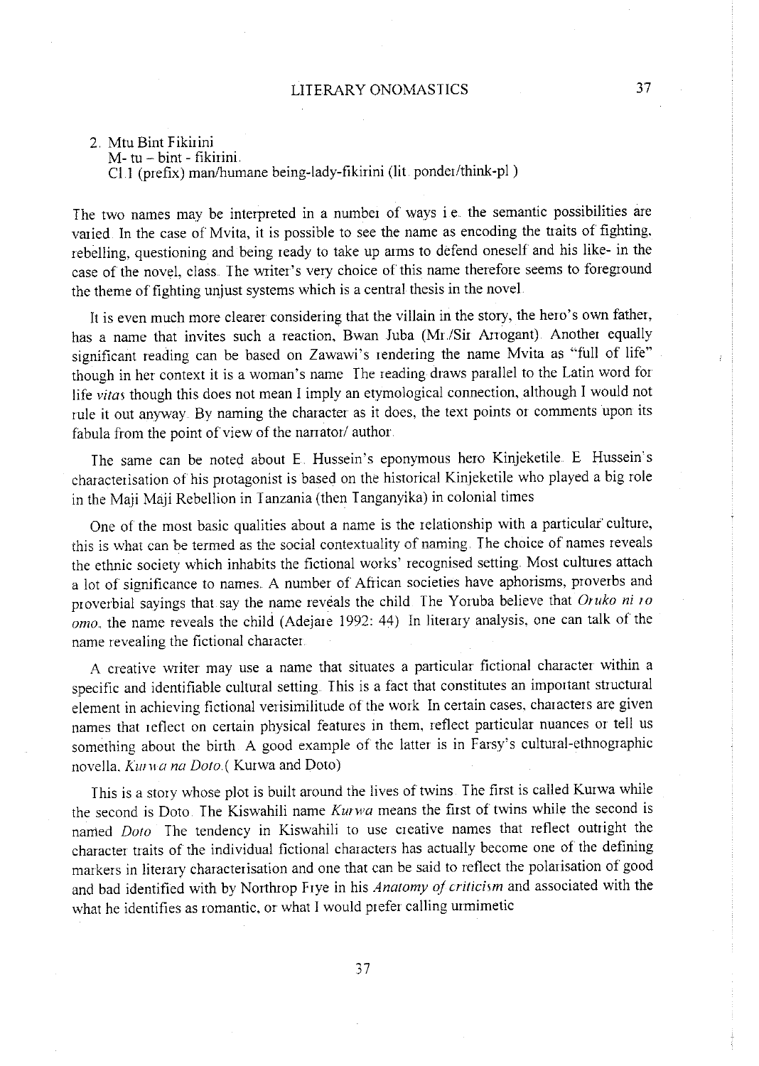2. Mtu Bint Fikirini
   M- tu – bint - fikirini.
   Cl.1 (prefix) man/humane being-lady-fikirini (lit. ponder/think-pl.)

The two names may be interpreted in a number of ways i.e. the semantic possibilities are varied. In the case of Mvita, it is possible to see the name as encoding the traits of fighting, rebelling, questioning and being ready to take up arms to defend oneself and his like- in the case of the novel, class. The writer's very choice of this name therefore seems to foreground the theme of fighting unjust systems which is a central thesis in the novel.

It is even much more clearer considering that the villain in the story, the hero's own father, has a name that invites such a reaction, Bwan Juba (Mr./Sir Arrogant). Another equally significant reading can be based on Zawawi's rendering the name Mvita as "full of life" though in her context it is a woman's name. The reading draws parallel to the Latin word for life *vitas* though this does not mean I imply an etymological connection, although I would not rule it out anyway. By naming the character as it does, the text points or comments upon its fabula from the point of view of the narrator/ author.

The same can be noted about E. Hussein's eponymous hero Kinjeketile. E. Hussein's characterisation of his protagonist is based on the historical Kinjeketile who played a big role in the Maji Maji Rebellion in Tanzania (then Tanganyika) in colonial times

One of the most basic qualities about a name is the relationship with a particular culture, this is what can be termed as the social contextuality of naming. The choice of names reveals the ethnic society which inhabits the fictional works' recognised setting. Most cultures attach a lot of significance to names. A number of African societies have aphorisms, proverbs and proverbial sayings that say the name reveals the child. The Yoruba believe that *Oruko ni ro omo*, the name reveals the child (Adejare 1992: 44). In literary analysis, one can talk of the name revealing the fictional character.

A creative writer may use a name that situates a particular fictional character within a specific and identifiable cultural setting. This is a fact that constitutes an important structural element in achieving fictional verisimilitude of the work. In certain cases, characters are given names that reflect on certain physical features in them, reflect particular nuances or tell us something about the birth. A good example of the latter is in Farsy's cultural-ethnographic novella. *Kurwa na Doto*.( Kurwa and Doto)

This is a story whose plot is built around the lives of twins. The first is called Kurwa while the second is Doto. The Kiswahili name *Kurwa* means the first of twins while the second is named *Doto*. The tendency in Kiswahili to use creative names that reflect outright the character traits of the individual fictional characters has actually become one of the defining markers in literary characterisation and one that can be said to reflect the polarisation of good and bad identified with by Northrop Frye in his *Anatomy of criticism* and associated with the what he identifies as romantic, or what I would prefer calling urmimetic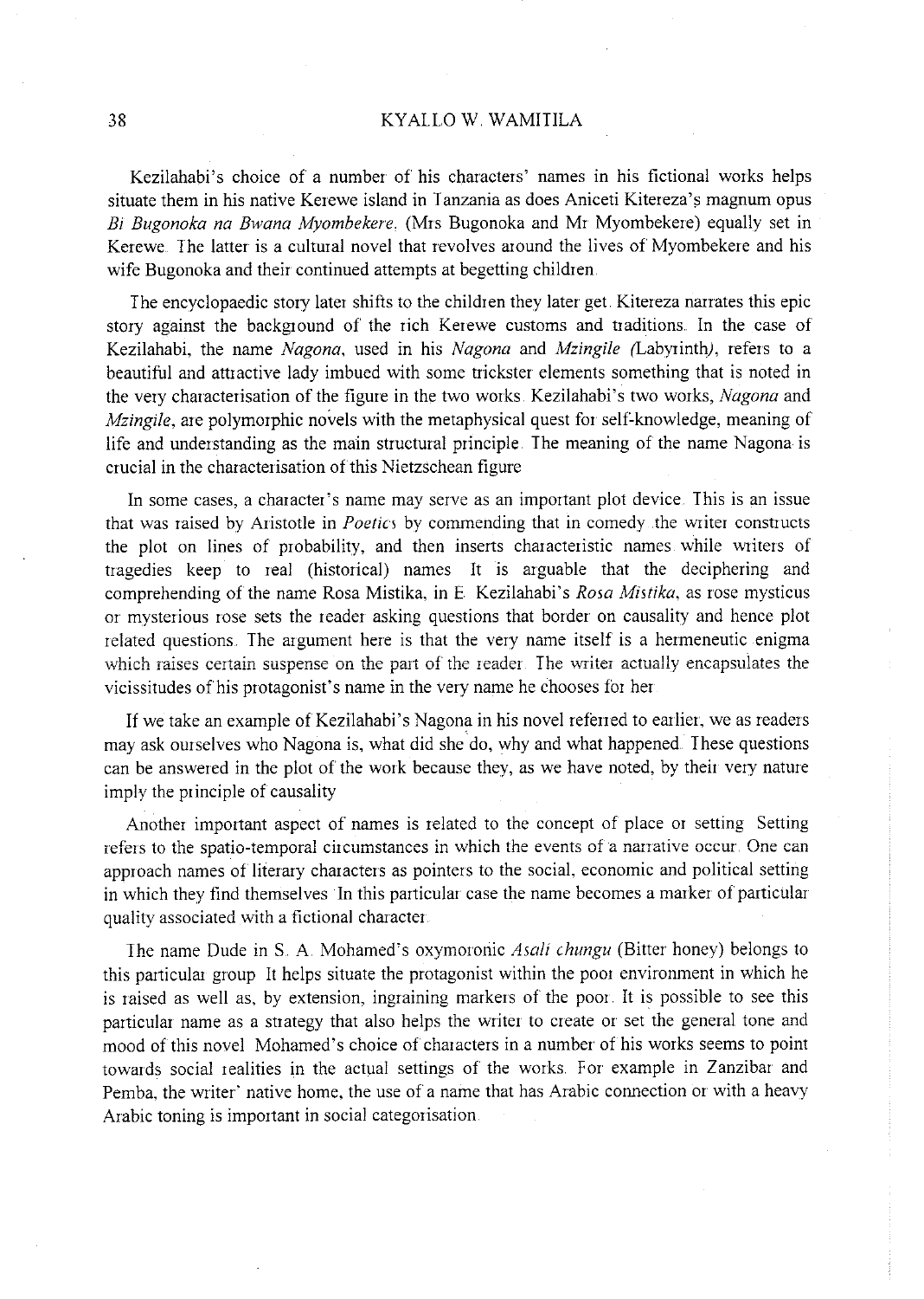Kezilahabi's choice of a number of his characters' names in his fictional works helps situate them in his native Kerewe island in Tanzania as does Aniceti Kitereza's magnum opus *Bi Bugonoka na Bwana Myombekere.* (Mrs Bugonoka and Mr Myombekere) equally set in Kerewe. The latter is a cultural novel that revolves around the lives of Myombekere and his wife Bugonoka and their continued attempts at begetting children.

The encyclopaedic story later shifts to the children they later get. Kitereza narrates this epic story against the background of the rich Kerewe customs and traditions. In the case of Kezilahabi, the name *Nagona*, used in his *Nagona* and *Mzingile (*Labyrinth*)*, refers to a beautiful and attractive lady imbued with some trickster elements something that is noted in the very characterisation of the figure in the two works. Kezilahabi's two works, *Nagona* and *Mzingile*, are polymorphic novels with the metaphysical quest for self-knowledge, meaning of life and understanding as the main structural principle. The meaning of the name Nagona is crucial in the characterisation of this Nietzschean figure

In some cases, a character's name may serve as an important plot device. This is an issue that was raised by Aristotle in *Poetics* by commending that in comedy the writer constructs the plot on lines of probability, and then inserts characteristic names while writers of tragedies keep to real (historical) names It is arguable that the deciphering and comprehending of the name Rosa Mistika, in E Kezilahabi's *Rosa Mistika*, as rose mysticus or mysterious rose sets the reader asking questions that border on causality and hence plot related questions. The argument here is that the very name itself is a hermeneutic enigma which raises certain suspense on the part of the reader. The writer actually encapsulates the vicissitudes of his protagonist's name in the very name he chooses for her

If we take an example of Kezilahabi's Nagona in his novel referred to earlier, we as readers may ask ourselves who Nagona is, what did she do, why and what happened. These questions can be answered in the plot of the work because they, as we have noted, by their very nature imply the principle of causality

Another important aspect of names is related to the concept of place or setting. Setting refers to the spatio-temporal circumstances in which the events of a narrative occur. One can approach names of literary characters as pointers to the social, economic and political setting in which they find themselves. In this particular case the name becomes a marker of particular quality associated with a fictional character.

The name Dude in S. A. Mohamed's oxymoronic *Asali chungu* (Bitter honey) belongs to this particular group It helps situate the protagonist within the poor environment in which he is raised as well as, by extension, ingraining markers of the poor. It is possible to see this particular name as a strategy that also helps the writer to create or set the general tone and mood of this novel Mohamed's choice of characters in a number of his works seems to point towards social realities in the actual settings of the works. For example in Zanzibar and Pemba, the writer' native home, the use of a name that has Arabic connection or with a heavy Arabic toning is important in social categorisation.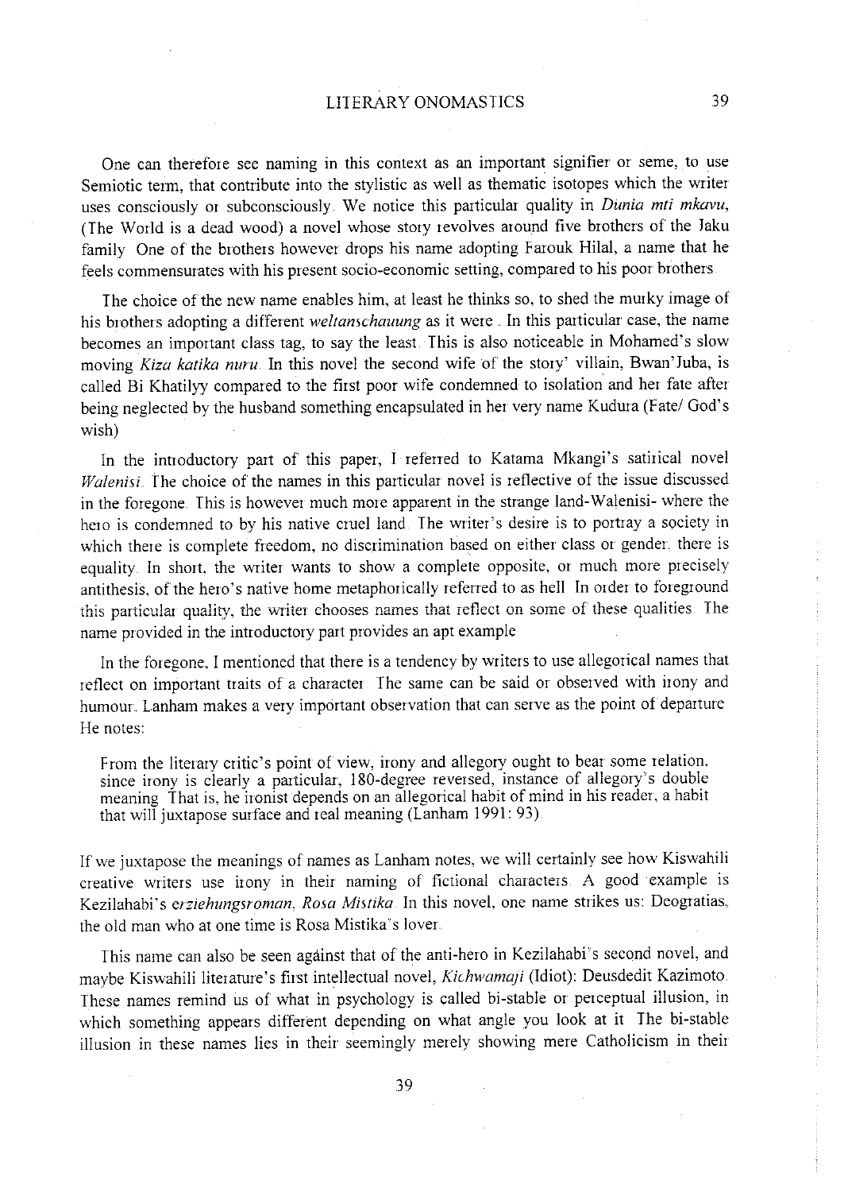One can therefore see naming in this context as an important signifier or seme, to use Semiotic term, that contribute into the stylistic as well as thematic isotopes which the writer uses consciously or subconsciously. We notice this particular quality in *Dunia mti mkavu*, (The World is a dead wood) a novel whose story revolves around five brothers of the Jaku family. One of the brothers however drops his name adopting Farouk Hilal, a name that he feels commensurates with his present socio-economic setting, compared to his poor brothers.

The choice of the new name enables him, at least he thinks so, to shed the murky image of his brothers adopting a different *weltanschauung* as it were. In this particular case, the name becomes an important class tag, to say the least. This is also noticeable in Mohamed's slow moving *Kiza katika nuru*. In this novel the second wife of the story' villain, Bwan'Juba, is called Bi Khatilyy compared to the first poor wife condemned to isolation and her fate after being neglected by the husband something encapsulated in her very name Kudura (Fate/ God's wish)

In the introductory part of this paper, I referred to Katama Mkangi's satirical novel *Walenisi*. The choice of the names in this particular novel is reflective of the issue discussed in the foregone. This is however much more apparent in the strange land-Walenisi- where the hero is condemned to by his native cruel land. The writer's desire is to portray a society in which there is complete freedom, no discrimination based on either class or gender: there is equality. In short, the writer wants to show a complete opposite, or much more precisely antithesis, of the hero's native home metaphorically referred to as hell. In order to foreground this particular quality, the writer chooses names that reflect on some of these qualities. The name provided in the introductory part provides an apt example

In the foregone, I mentioned that there is a tendency by writers to use allegorical names that reflect on important traits of a character. The same can be said or observed with irony and humour. Lanham makes a very important observation that can serve as the point of departure. He notes:

> From the literary critic's point of view, irony and allegory ought to bear some relation, since irony is clearly a particular, 180-degree reversed, instance of allegory's double meaning. That is, he ironist depends on an allegorical habit of mind in his reader, a habit that will juxtapose surface and real meaning (Lanham 1991: 93).

If we juxtapose the meanings of names as Lanham notes, we will certainly see how Kiswahili creative writers use irony in their naming of fictional characters. A good example is Kezilahabi's *erziehungsroman*, *Rosa Mistika*. In this novel, one name strikes us: Deogratias, the old man who at one time is Rosa Mistika's lover.

This name can also be seen against that of the anti-hero in Kezilahabi's second novel, and maybe Kiswahili literature's first intellectual novel, *Kichwamaji* (Idiot): Deusdedit Kazimoto. These names remind us of what in psychology is called bi-stable or perceptual illusion, in which something appears different depending on what angle you look at it. The bi-stable illusion in these names lies in their seemingly merely showing mere Catholicism in their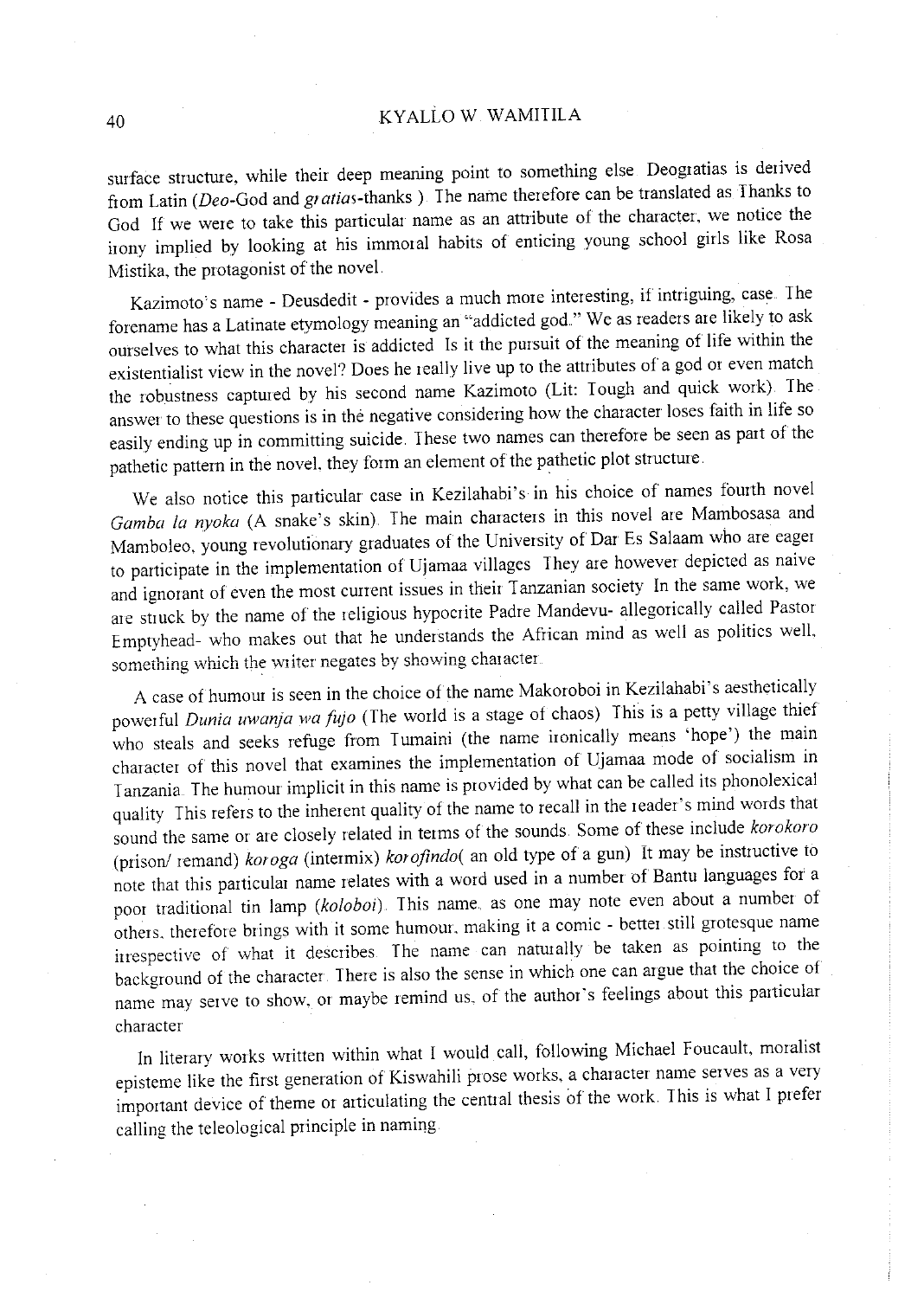surface structure, while their deep meaning point to something else. Deogratias is derived from Latin (*Deo*-God and *gratias*-thanks). The name therefore can be translated as Thanks to God. If we were to take this particular name as an attribute of the character, we notice the irony implied by looking at his immoral habits of enticing young school girls like Rosa Mistika, the protagonist of the novel.

Kazimoto's name - Deusdedit - provides a much more interesting, if intriguing, case. The forename has a Latinate etymology meaning an "addicted god." We as readers are likely to ask ourselves to what this character is addicted. Is it the pursuit of the meaning of life within the existentialist view in the novel? Does he really live up to the attributes of a god or even match the robustness captured by his second name Kazimoto (Lit: Tough and quick work). The answer to these questions is in the negative considering how the character loses faith in life so easily ending up in committing suicide. These two names can therefore be seen as part of the pathetic pattern in the novel, they form an element of the pathetic plot structure.

We also notice this particular case in Kezilahabi's in his choice of names fourth novel *Gamba la nyoka* (A snake's skin). The main characters in this novel are Mambosasa and Mamboleo, young revolutionary graduates of the University of Dar Es Salaam who are eager to participate in the implementation of Ujamaa villages. They are however depicted as naive and ignorant of even the most current issues in their Tanzanian society. In the same work, we are struck by the name of the religious hypocrite Padre Mandevu- allegorically called Pastor Emptyhead- who makes out that he understands the African mind as well as politics well, something which the writer negates by showing character.

A case of humour is seen in the choice of the name Makoroboi in Kezilahabi's aesthetically powerful *Dunia uwanja wa fujo* (The world is a stage of chaos). This is a petty village thief who steals and seeks refuge from Tumaini (the name ironically means 'hope') the main character of this novel that examines the implementation of Ujamaa mode of socialism in Tanzania. The humour implicit in this name is provided by what can be called its phonolexical quality. This refers to the inherent quality of the name to recall in the reader's mind words that sound the same or are closely related in terms of the sounds. Some of these include *korokoro* (prison/ remand) *koroga* (intermix) *korofindo*( an old type of a gun). It may be instructive to note that this particular name relates with a word used in a number of Bantu languages for a poor traditional tin lamp (*koloboi*). This name, as one may note even about a number of others, therefore brings with it some humour, making it a comic - better still grotesque name irrespective of what it describes. The name can naturally be taken as pointing to the background of the character. There is also the sense in which one can argue that the choice of name may serve to show, or maybe remind us, of the author's feelings about this particular character.

In literary works written within what I would call, following Michael Foucault, moralist episteme like the first generation of Kiswahili prose works, a character name serves as a very important device of theme or articulating the central thesis of the work. This is what I prefer calling the teleological principle in naming.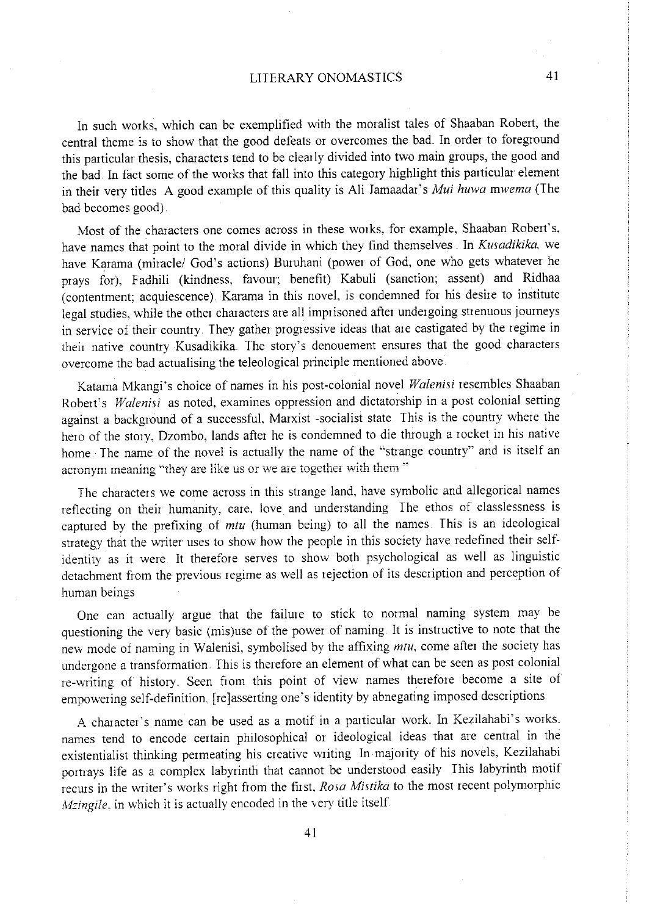In such works, which can be exemplified with the moralist tales of Shaaban Robert, the central theme is to show that the good defeats or overcomes the bad. In order to foreground this particular thesis, characters tend to be clearly divided into two main groups, the good and the bad. In fact some of the works that fall into this category highlight this particular element in their very titles. A good example of this quality is Ali Jamaadar's *Mui huwa mwema* (The bad becomes good).

Most of the characters one comes across in these works, for example, Shaaban Robert's, have names that point to the moral divide in which they find themselves. In *Kusadikika*, we have Karama (miracle/ God's actions) Buruhani (power of God, one who gets whatever he prays for), Fadhili (kindness, favour; benefit) Kabuli (sanction; assent) and Ridhaa (contentment; acquiescence). Karama in this novel, is condemned for his desire to institute legal studies, while the other characters are all imprisoned after undergoing strenuous journeys in service of their country. They gather progressive ideas that are castigated by the regime in their native country Kusadikika. The story's denouement ensures that the good characters overcome the bad actualising the teleological principle mentioned above.

Katama Mkangi's choice of names in his post-colonial novel *Walenisi* resembles Shaaban Robert's *Walenisi* as noted, examines oppression and dictatorship in a post colonial setting against a background of a successful, Marxist -socialist state. This is the country where the hero of the story, Dzombo, lands after he is condemned to die through a rocket in his native home. The name of the novel is actually the name of the "strange country" and is itself an acronym meaning "they are like us or we are together with them."

The characters we come across in this strange land, have symbolic and allegorical names reflecting on their humanity, care, love and understanding. The ethos of classlessness is captured by the prefixing of *mtu* (human being) to all the names. This is an ideological strategy that the writer uses to show how the people in this society have redefined their self-identity as it were. It therefore serves to show both psychological as well as linguistic detachment from the previous regime as well as rejection of its description and perception of human beings

One can actually argue that the failure to stick to normal naming system may be questioning the very basic (mis)use of the power of naming. It is instructive to note that the new mode of naming in Walenisi, symbolised by the affixing *mtu*, come after the society has undergone a transformation. This is therefore an element of what can be seen as post colonial re-writing of history. Seen from this point of view names therefore become a site of empowering self-definition, [re]asserting one's identity by abnegating imposed descriptions.

A character's name can be used as a motif in a particular work. In Kezilahabi's works, names tend to encode certain philosophical or ideological ideas that are central in the existentialist thinking permeating his creative writing. In majority of his novels, Kezilahabi portrays life as a complex labyrinth that cannot be understood easily. This labyrinth motif recurs in the writer's works right from the first, *Rosa Mistika* to the most recent polymorphic *Mzingile*, in which it is actually encoded in the very title itself.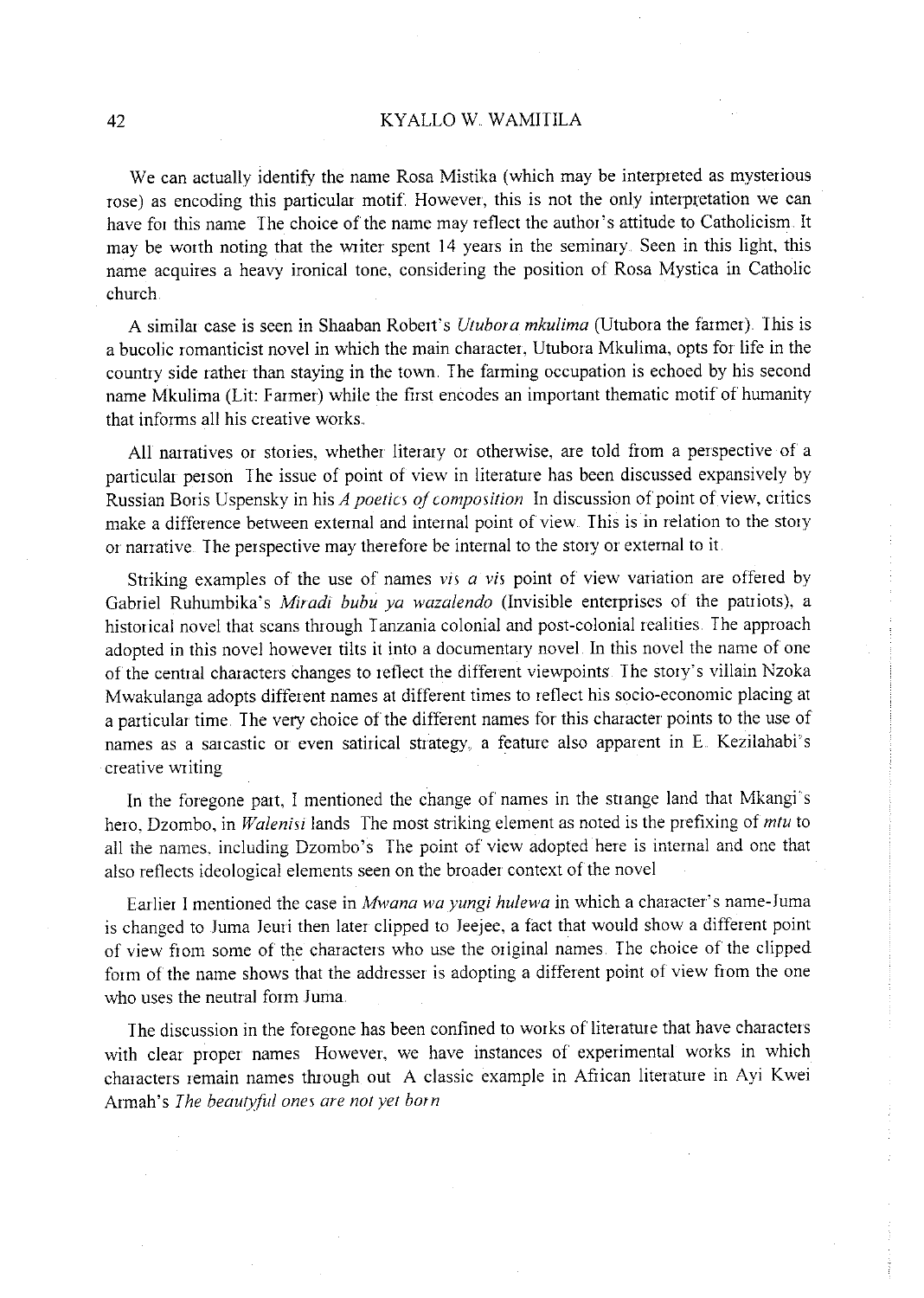We can actually identify the name Rosa Mistika (which may be interpreted as mysterious rose) as encoding this particular motif. However, this is not the only interpretation we can have for this name The choice of the name may reflect the author's attitude to Catholicism. It may be worth noting that the writer spent 14 years in the seminary. Seen in this light, this name acquires a heavy ironical tone, considering the position of Rosa Mystica in Catholic church.

A similar case is seen in Shaaban Robert's *Utubora mkulima* (Utubora the farmer). This is a bucolic romanticist novel in which the main character, Utubora Mkulima, opts for life in the country side rather than staying in the town. The farming occupation is echoed by his second name Mkulima (Lit: Farmer) while the first encodes an important thematic motif of humanity that informs all his creative works.

All narratives or stories, whether literary or otherwise, are told from a perspective of a particular person The issue of point of view in literature has been discussed expansively by Russian Boris Uspensky in his *A poetics of composition* In discussion of point of view, critics make a difference between external and internal point of view. This is in relation to the story or narrative. The perspective may therefore be internal to the story or external to it.

Striking examples of the use of names *vis a vis* point of view variation are offered by Gabriel Ruhumbika's *Miradi bubu ya wazalendo* (Invisible enterprises of the patriots), a historical novel that scans through Tanzania colonial and post-colonial realities. The approach adopted in this novel however tilts it into a documentary novel. In this novel the name of one of the central characters changes to reflect the different viewpoints. The story's villain Nzoka Mwakulanga adopts different names at different times to reflect his socio-economic placing at a particular time. The very choice of the different names for this character points to the use of names as a sarcastic or even satirical strategy, a feature also apparent in E. Kezilahabi's creative writing

In the foregone part, I mentioned the change of names in the strange land that Mkangi's hero, Dzombo, in *Walenisi* lands The most striking element as noted is the prefixing of *mtu* to all the names, including Dzombo's The point of view adopted here is internal and one that also reflects ideological elements seen on the broader context of the novel

Earlier I mentioned the case in *Mwana wa yungi hulewa* in which a character's name-Juma is changed to Juma Jeuri then later clipped to Jeejee, a fact that would show a different point of view from some of the characters who use the original names. The choice of the clipped form of the name shows that the addresser is adopting a different point of view from the one who uses the neutral form Juma.

The discussion in the foregone has been confined to works of literature that have characters with clear proper names However, we have instances of experimental works in which characters remain names through out A classic example in African literature in Ayi Kwei Armah's *The beautyful ones are not yet born*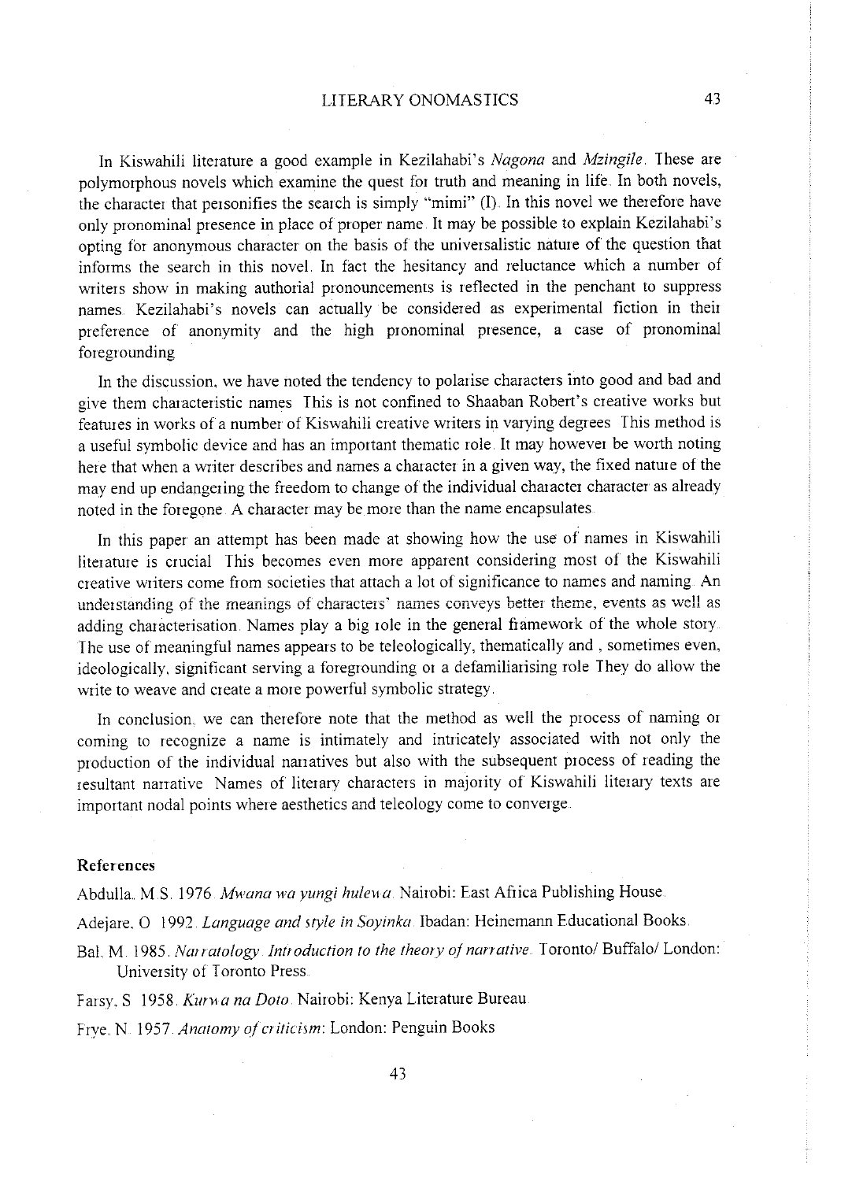In Kiswahili literature a good example in Kezilahabi's *Nagona* and *Mzingile*. These are polymorphous novels which examine the quest for truth and meaning in life. In both novels, the character that personifies the search is simply "mimi" (I). In this novel we therefore have only pronominal presence in place of proper name. It may be possible to explain Kezilahabi's opting for anonymous character on the basis of the universalistic nature of the question that informs the search in this novel. In fact the hesitancy and reluctance which a number of writers show in making authorial pronouncements is reflected in the penchant to suppress names. Kezilahabi's novels can actually be considered as experimental fiction in their preference of anonymity and the high pronominal presence, a case of pronominal foregrounding.

In the discussion, we have noted the tendency to polarise characters into good and bad and give them characteristic names. This is not confined to Shaaban Robert's creative works but features in works of a number of Kiswahili creative writers in varying degrees. This method is a useful symbolic device and has an important thematic role. It may however be worth noting here that when a writer describes and names a character in a given way, the fixed nature of the may end up endangering the freedom to change of the individual character character as already noted in the foregone. A character may be more than the name encapsulates.

In this paper an attempt has been made at showing how the use of names in Kiswahili literature is crucial. This becomes even more apparent considering most of the Kiswahili creative writers come from societies that attach a lot of significance to names and naming. An understanding of the meanings of characters' names conveys better theme, events as well as adding characterisation. Names play a big role in the general framework of the whole story. The use of meaningful names appears to be teleologically, thematically and , sometimes even, ideologically, significant serving a foregrounding or a defamiliarising role. They do allow the write to weave and create a more powerful symbolic strategy.

In conclusion, we can therefore note that the method as well the process of naming or coming to recognize a name is intimately and intricately associated with not only the production of the individual narratives but also with the subsequent process of reading the resultant narrative. Names of literary characters in majority of Kiswahili literary texts are important nodal points where aesthetics and teleology come to converge.

## References

Abdulla, M.S. 1976. *Mwana wa yungi hulewa*. Nairobi: East Africa Publishing House.

Adejare, O. 1992. *Language and style in Soyinka*. Ibadan: Heinemann Educational Books.

Bal, M. 1985. *Narratology. Introduction to the theory of narrative*. Toronto/ Buffalo/ London: University of Toronto Press.

Farsy, S. 1958. *Kurwa na Doto*. Nairobi: Kenya Literature Bureau.

Frye, N. 1957. *Anatomy of criticism*: London: Penguin Books.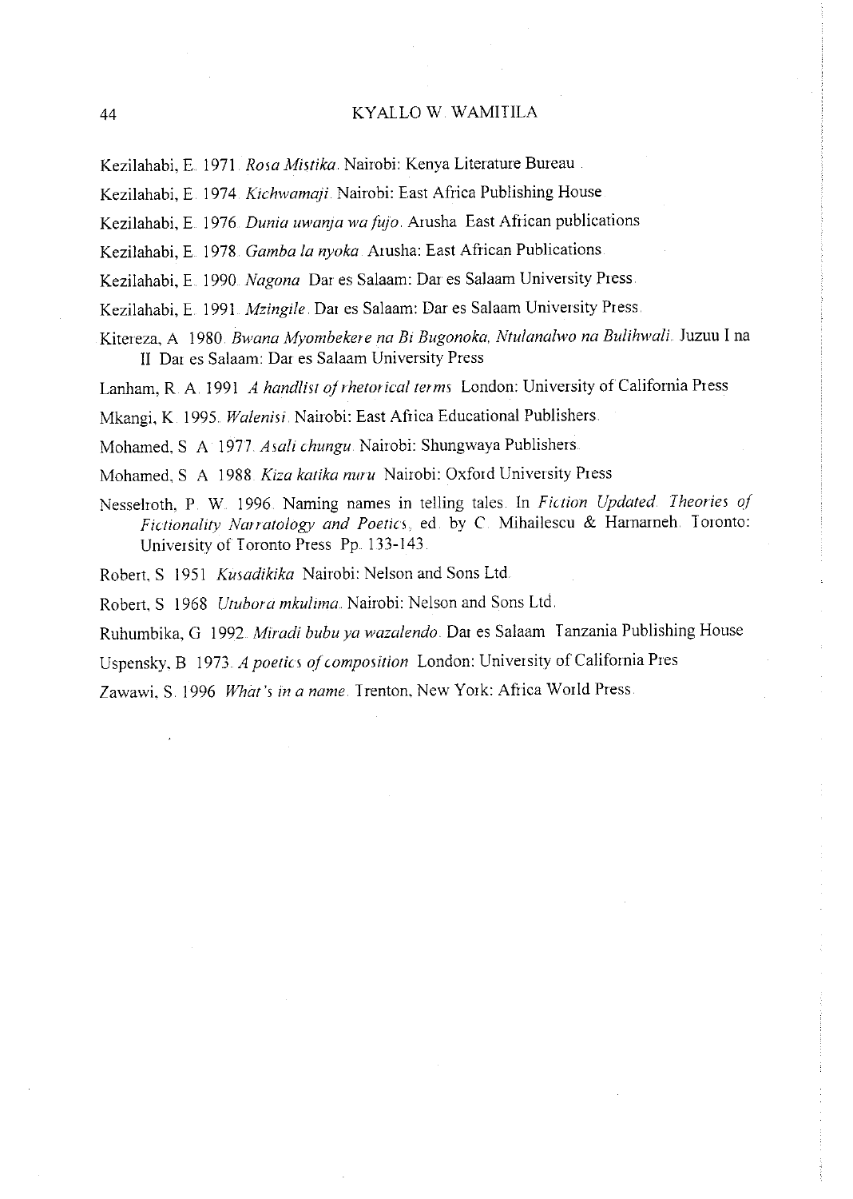Kezilahabi, E. 1971. *Rosa Mistika*. Nairobi: Kenya Literature Bureau.

Kezilahabi, E. 1974. *Kichwamaji*. Nairobi: East Africa Publishing House.

Kezilahabi, E. 1976. *Dunia uwanja wa fujo*. Arusha East African publications

Kezilahabi, E. 1978. *Gamba la nyoka*. Arusha: East African Publications.

Kezilahabi, E. 1990. *Nagona* Dar es Salaam: Dar es Salaam University Press.

Kezilahabi, E. 1991. *Mzingile*. Dar es Salaam: Dar es Salaam University Press.

Kitereza, A 1980. *Bwana Myombekere na Bi Bugonoka, Ntulanalwo na Bulihwali*. Juzuu I na II Dar es Salaam: Dar es Salaam University Press

Lanham, R. A. 1991 *A handlist of rhetorical terms* London: University of California Press

Mkangi, K. 1995. *Walenisi*. Nairobi: East Africa Educational Publishers.

Mohamed, S. A. 1977. *Asali chungu*. Nairobi: Shungwaya Publishers.

Mohamed, S. A. 1988. *Kiza katika nuru* Nairobi: Oxford University Press

Nesselroth, P. W. 1996. Naming names in telling tales. In *Fiction Updated. Theories of Fictionality Narratology and Poetics*, ed. by C. Mihailescu & Harnarneh. Toronto: University of Toronto Press Pp. 133-143.

Robert, S 1951 *Kusadikika* Nairobi: Nelson and Sons Ltd.

Robert, S 1968 *Utubora mkulima*. Nairobi: Nelson and Sons Ltd.

Ruhumbika, G 1992. *Miradi bubu ya wazalendo*. Dar es Salaam Tanzania Publishing House

Uspensky, B 1973. *A poetics of composition* London: University of California Pres

Zawawi, S. 1996 *What's in a name*. Trenton, New York: Africa World Press.